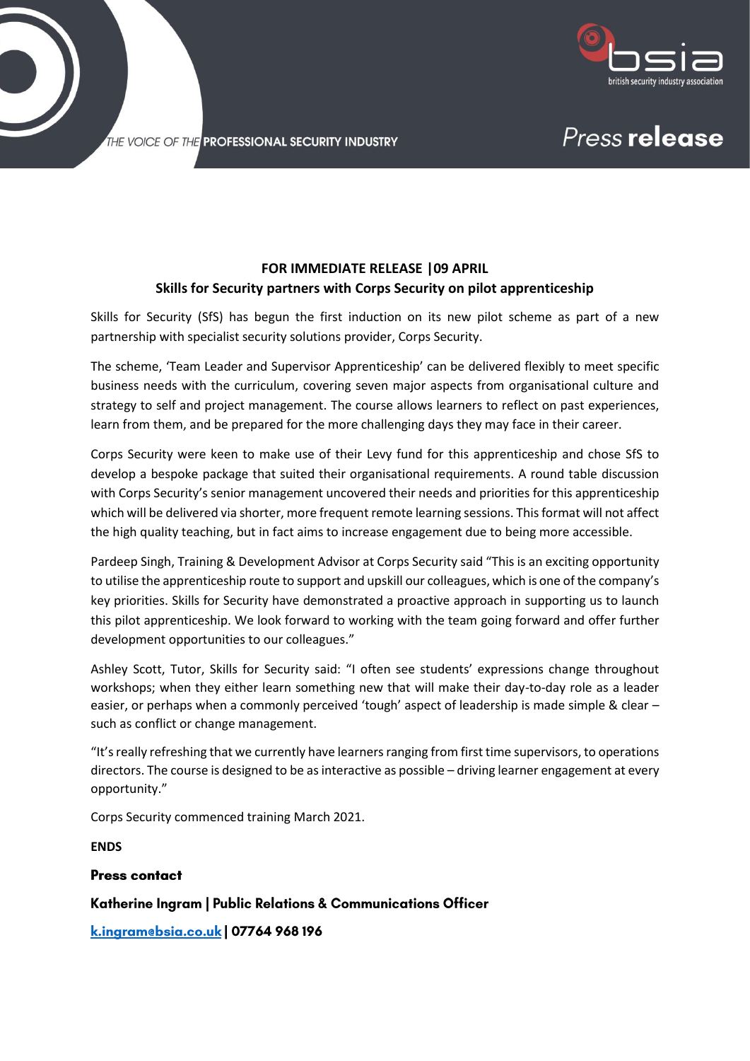THE VOICE OF THE **PROFESSIONAL SECURITY INDUSTRY**

bsia – british security industry association

*Press* **release**

**FOR IMMEDIATE RELEASE |09 APRIL**

**Skills for Security partners with Corps Security on pilot apprenticeship**

Skills for Security (SfS) has begun the first induction on its new pilot scheme as part of a new partnership with specialist security solutions provider, Corps Security.

The scheme, 'Team Leader and Supervisor Apprenticeship' can be delivered flexibly to meet specific business needs with the curriculum, covering seven major aspects from organisational culture and strategy to self and project management. The course allows learners to reflect on past experiences, learn from them, and be prepared for the more challenging days they may face in their career.

Corps Security were keen to make use of their Levy fund for this apprenticeship and chose SfS to develop a bespoke package that suited their organisational requirements. A round table discussion with Corps Security's senior management uncovered their needs and priorities for this apprenticeship which will be delivered via shorter, more frequent remote learning sessions. This format will not affect the high quality teaching, but in fact aims to increase engagement due to being more accessible.

Pardeep Singh, Training & Development Advisor at Corps Security said "This is an exciting opportunity to utilise the apprenticeship route to support and upskill our colleagues, which is one of the company's key priorities. Skills for Security have demonstrated a proactive approach in supporting us to launch this pilot apprenticeship. We look forward to working with the team going forward and offer further development opportunities to our colleagues."

Ashley Scott, Tutor, Skills for Security said: "I often see students' expressions change throughout workshops; when they either learn something new that will make their day-to-day role as a leader easier, or perhaps when a commonly perceived 'tough' aspect of leadership is made simple & clear – such as conflict or change management.

"It's really refreshing that we currently have learners ranging from first time supervisors, to operations directors. The course is designed to be as interactive as possible – driving learner engagement at every opportunity."

Corps Security commenced training March 2021.

**ENDS**

**Press contact**

**Katherine Ingram | Public Relations & Communications Officer**

**k.ingram@bsia.co.uk | 07764 968 196**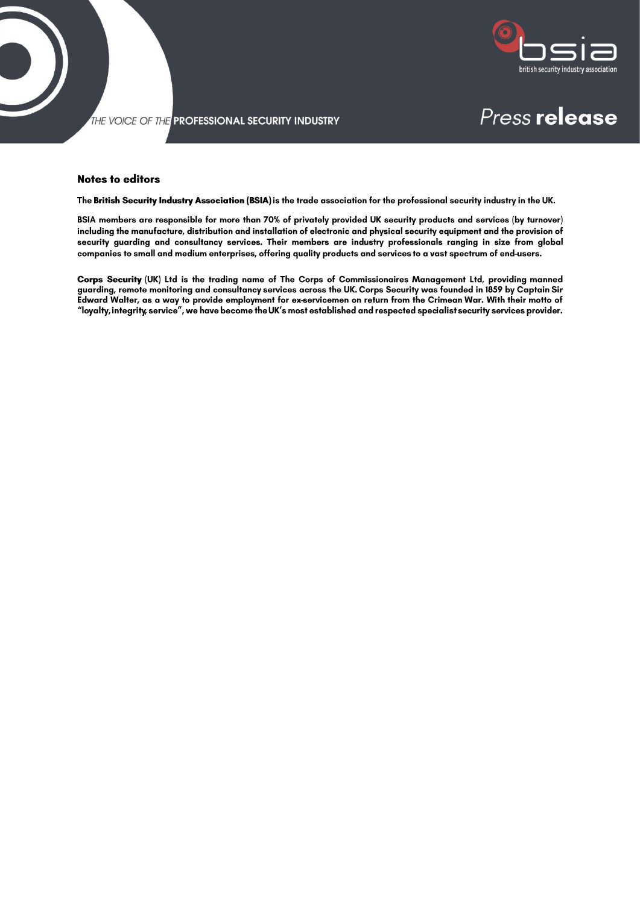## Notes to editors

The **British Security Industry Association (BSIA)** is the trade association for the professional security industry in the UK.

BSIA members are responsible for more than 70% of privately provided UK security products and services (by turnover) including the manufacture, distribution and installation of electronic and physical security equipment and the provision of security guarding and consultancy services. Their members are industry professionals ranging in size from global companies to small and medium enterprises, offering quality products and services to a vast spectrum of end-users.

**Corps Security** (UK) Ltd is the trading name of The Corps of Commissionaires Management Ltd, providing manned guarding, remote monitoring and consultancy services across the UK. Corps Security was founded in 1859 by Captain Sir Edward Walter, as a way to provide employment for ex-servicemen on return from the Crimean War. With their motto of "loyalty, integrity, service", we have become the UK's most established and respected specialist security services provider.